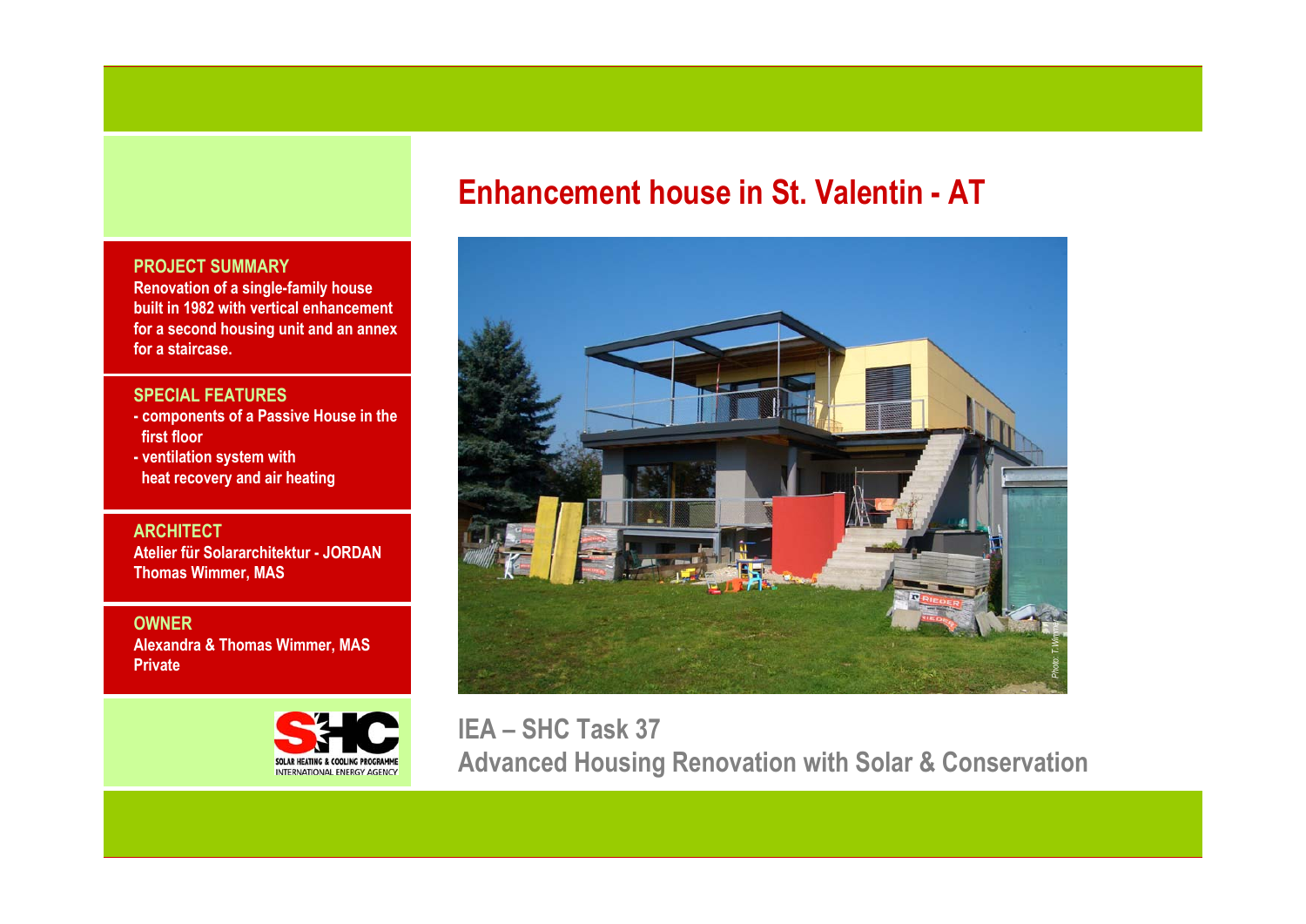# Enhancement house in St. Valentin - AT

## PROJECT SUMMARY

Renovation of a single-family house built in 1982 with vertical enhancement for a second housing unit and an annex for a staircase.

## SPECIAL FEATURES

- components of a Passive House in the first floor
- ventilation system with heat recovery and air heating

## ARCHITECT

Atelier für Solararchitektur - JORDAN
Thomas Wimmer, MAS

## OWNER

Alexandra & Thomas Wimmer, MAS
Private

*Photo: T.Wimmer*

IEA – SHC Task 37
Advanced Housing Renovation with Solar & Conservation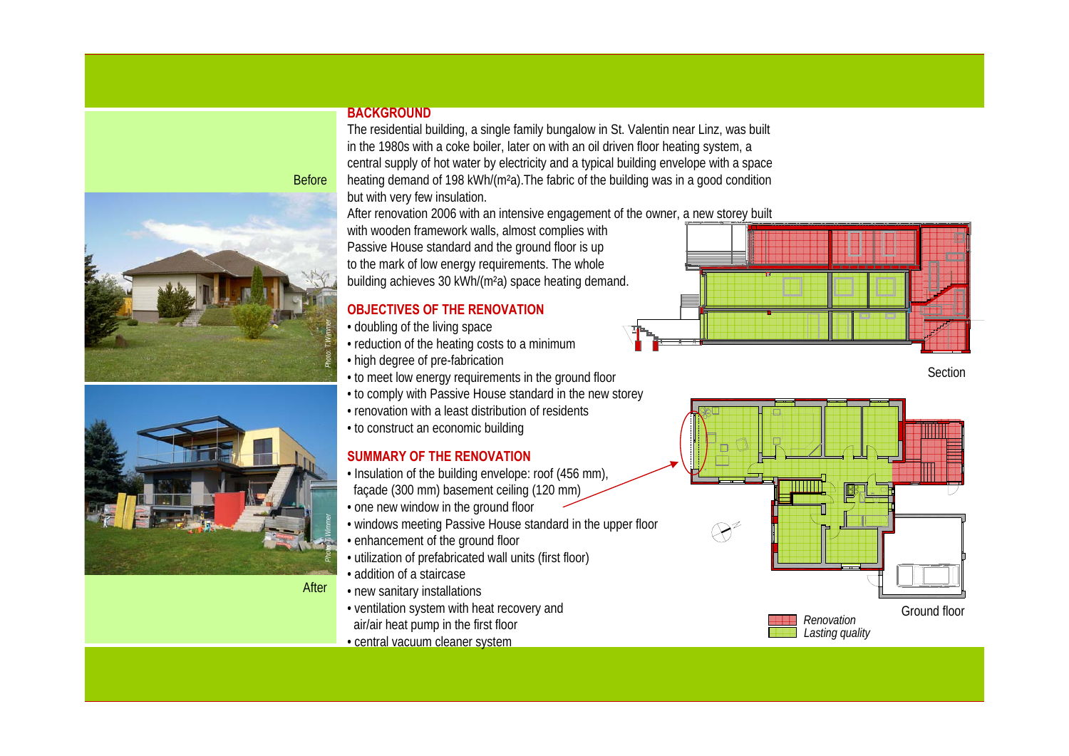Before

After

## BACKGROUND

The residential building, a single family bungalow in St. Valentin near Linz, was built in the 1980s with a coke boiler, later on with an oil driven floor heating system, a central supply of hot water by electricity and a typical building envelope with a space heating demand of 198 kWh/(m²a).The fabric of the building was in a good condition but with very few insulation.

After renovation 2006 with an intensive engagement of the owner, a new storey built with wooden framework walls, almost complies with Passive House standard and the ground floor is up to the mark of low energy requirements. The whole building achieves 30 kWh/(m²a) space heating demand.

## OBJECTIVES OF THE RENOVATION

- doubling of the living space
- reduction of the heating costs to a minimum
- high degree of pre-fabrication
- to meet low energy requirements in the ground floor
- to comply with Passive House standard in the new storey
- renovation with a least distribution of residents
- to construct an economic building

## SUMMARY OF THE RENOVATION

- Insulation of the building envelope: roof (456 mm), façade (300 mm) basement ceiling (120 mm)
- one new window in the ground floor
- windows meeting Passive House standard in the upper floor
- enhancement of the ground floor
- utilization of prefabricated wall units (first floor)
- addition of a staircase
- new sanitary installations
- ventilation system with heat recovery and air/air heat pump in the first floor
- central vacuum cleaner system

Section

Ground floor

*Renovation*
*Lasting quality*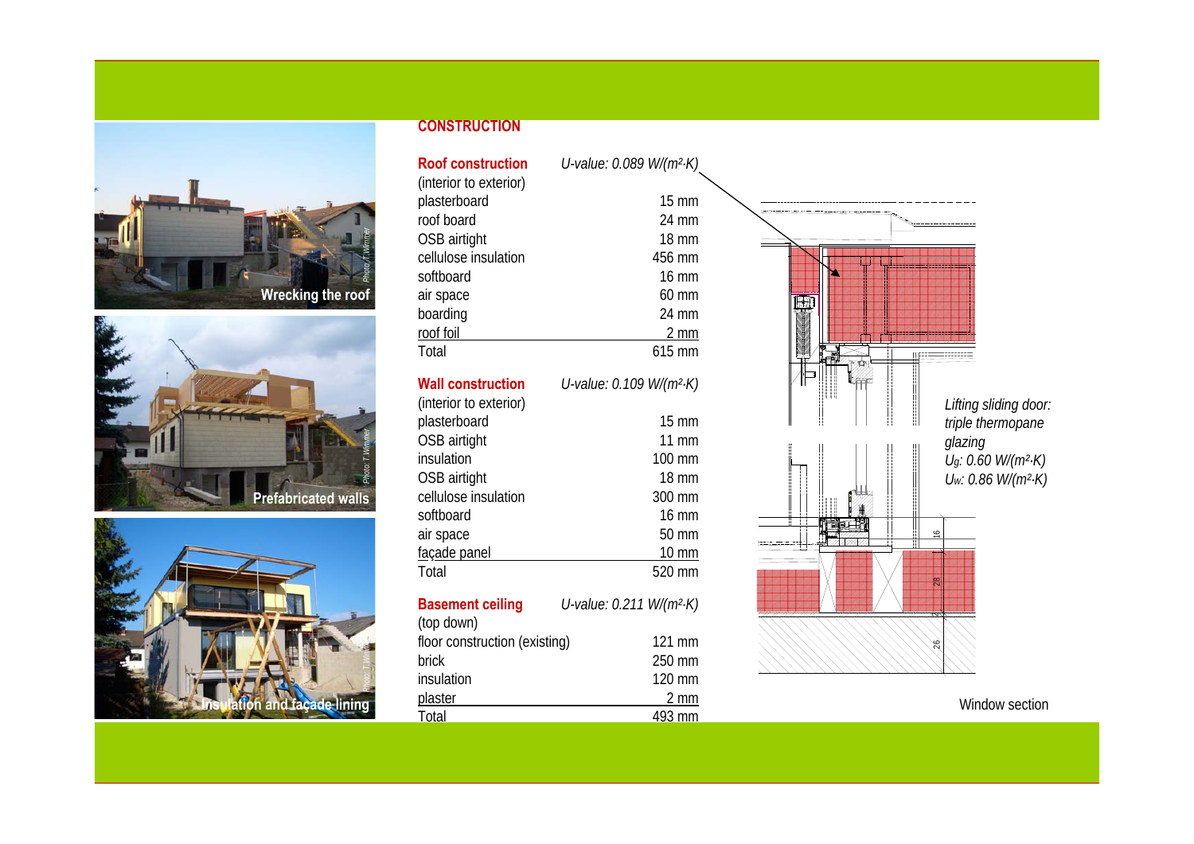## CONSTRUCTION

| **Roof construction** | *U-value: 0.089 W/(m²·K)* |
|---|---|
| (interior to exterior) | |
| plasterboard | 15 mm |
| roof board | 24 mm |
| OSB airtight | 18 mm |
| cellulose insulation | 456 mm |
| softboard | 16 mm |
| air space | 60 mm |
| boarding | 24 mm |
| roof foil | 2 mm |
| Total | 615 mm |

| **Wall construction** | *U-value: 0.109 W/(m²·K)* |
|---|---|
| (interior to exterior) | |
| plasterboard | 15 mm |
| OSB airtight | 11 mm |
| insulation | 100 mm |
| OSB airtight | 18 mm |
| cellulose insulation | 300 mm |
| softboard | 16 mm |
| air space | 50 mm |
| façade panel | 10 mm |
| Total | 520 mm |

| **Basement ceiling** | *U-value: 0.211 W/(m²·K)* |
|---|---|
| (top down) | |
| floor construction (existing) | 121 mm |
| brick | 250 mm |
| insulation | 120 mm |
| plaster | 2 mm |
| Total | 493 mm |

Wrecking the roof

Prefabricated walls

Insulation and façade lining

*Lifting sliding door: triple thermopane glazing*
*$U_g$: 0.60 W/(m²·K)*
*$U_w$: 0.86 W/(m²·K)*

Window section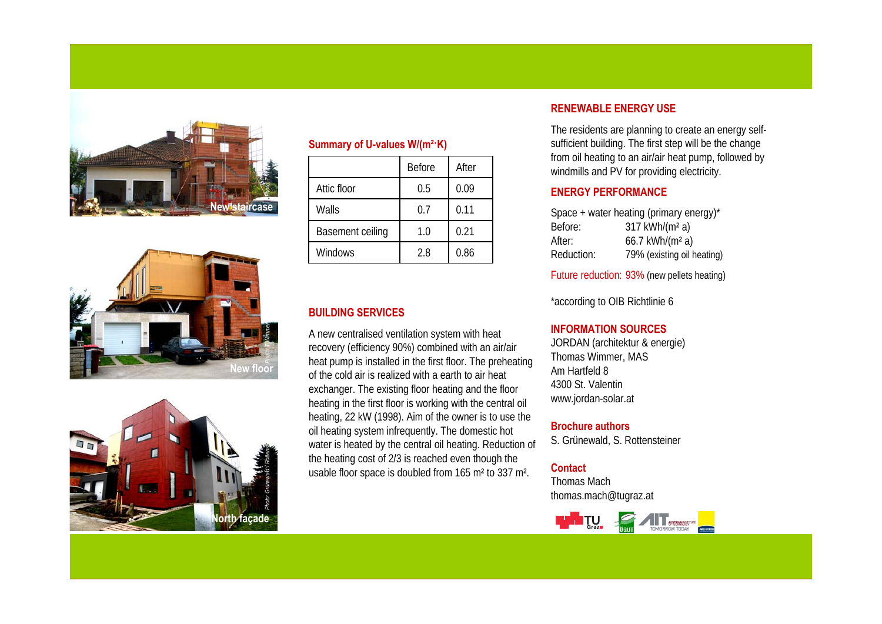New staircase

New floor

North façade

Photo: Grünewald / Rottensteiner

### Summary of U-values W/(m²·K)

| | Before | After |
|---|---|---|
| Attic floor | 0.5 | 0.09 |
| Walls | 0.7 | 0.11 |
| Basement ceiling | 1.0 | 0.21 |
| Windows | 2.8 | 0.86 |

## BUILDING SERVICES

A new centralised ventilation system with heat recovery (efficiency 90%) combined with an air/air heat pump is installed in the first floor. The preheating of the cold air is realized with a earth to air heat exchanger. The existing floor heating and the floor heating in the first floor is working with the central oil heating, 22 kW (1998). Aim of the owner is to use the oil heating system infrequently. The domestic hot water is heated by the central oil heating. Reduction of the heating cost of 2/3 is reached even though the usable floor space is doubled from 165 m² to 337 m².

## RENEWABLE ENERGY USE

The residents are planning to create an energy self-sufficient building. The first step will be the change from oil heating to an air/air heat pump, followed by windmills and PV for providing electricity.

## ENERGY PERFORMANCE

Space + water heating (primary energy)*

Before: 317 kWh/(m² a)

After: 66.7 kWh/(m² a)

Reduction: 79% (existing oil heating)

Future reduction: 93% (new pellets heating)

*according to OIB Richtlinie 6

## INFORMATION SOURCES

JORDAN (architektur & energie)
Thomas Wimmer, MAS
Am Hartfeld 8
4300 St. Valentin
www.jordan-solar.at

### Brochure authors

S. Grünewald, S. Rottensteiner

### Contact

Thomas Mach
thomas.mach@tugraz.at